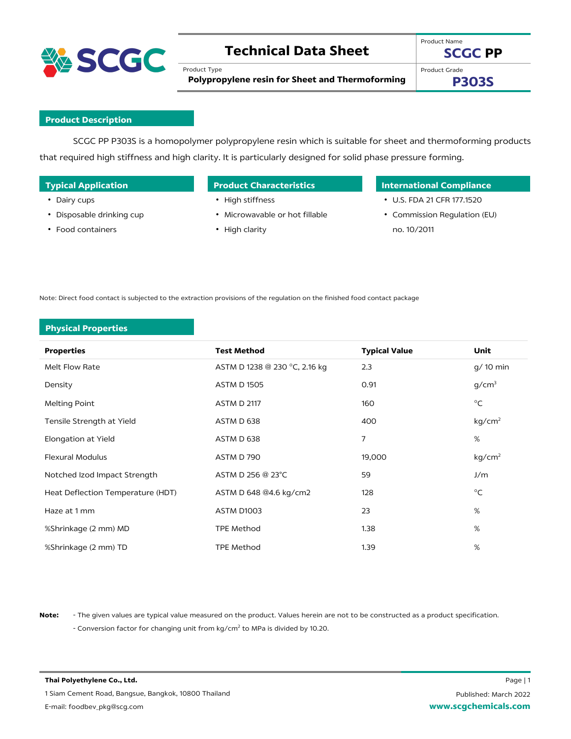# Technical Data Sheet

Product Type
**Polypropylene resin for Sheet and Thermoforming**

Product Name
**SCGC PP**

Product Grade
**P303S**

## Product Description

SCGC PP P303S is a homopolymer polypropylene resin which is suitable for sheet and thermoforming products that required high stiffness and high clarity. It is particularly designed for solid phase pressure forming.

## Typical Application

- Dairy cups
- Disposable drinking cup
- Food containers

## Product Characteristics

- High stiffness
- Microwavable or hot fillable
- High clarity

## International Compliance

- U.S. FDA 21 CFR 177.1520
- Commission Regulation (EU) no. 10/2011

Note: Direct food contact is subjected to the extraction provisions of the regulation on the finished food contact package

## Physical Properties

| **Properties** | **Test Method** | **Typical Value** | **Unit** |
|---|---|---|---|
| Melt Flow Rate | ASTM D 1238 @ 230 °C, 2.16 kg | 2.3 | g/ 10 min |
| Density | ASTM D 1505 | 0.91 | g/cm$^3$ |
| Melting Point | ASTM D 2117 | 160 | °C |
| Tensile Strength at Yield | ASTM D 638 | 400 | kg/cm$^2$ |
| Elongation at Yield | ASTM D 638 | 7 | % |
| Flexural Modulus | ASTM D 790 | 19,000 | kg/cm$^2$ |
| Notched Izod Impact Strength | ASTM D 256 @ 23°C | 59 | J/m |
| Heat Deflection Temperature (HDT) | ASTM D 648 @4.6 kg/cm2 | 128 | °C |
| Haze at 1 mm | ASTM D1003 | 23 | % |
| %Shrinkage (2 mm) MD | TPE Method | 1.38 | % |
| %Shrinkage (2 mm) TD | TPE Method | 1.39 | % |

**Note:** - The given values are typical value measured on the product. Values herein are not to be constructed as a product specification.
- Conversion factor for changing unit from kg/cm$^2$ to MPa is divided by 10.20.

**Thai Polyethylene Co., Ltd.**
1 Siam Cement Road, Bangsue, Bangkok, 10800 Thailand
E-mail: foodbev_pkg@scg.com

Published: March 2022
www.scgchemicals.com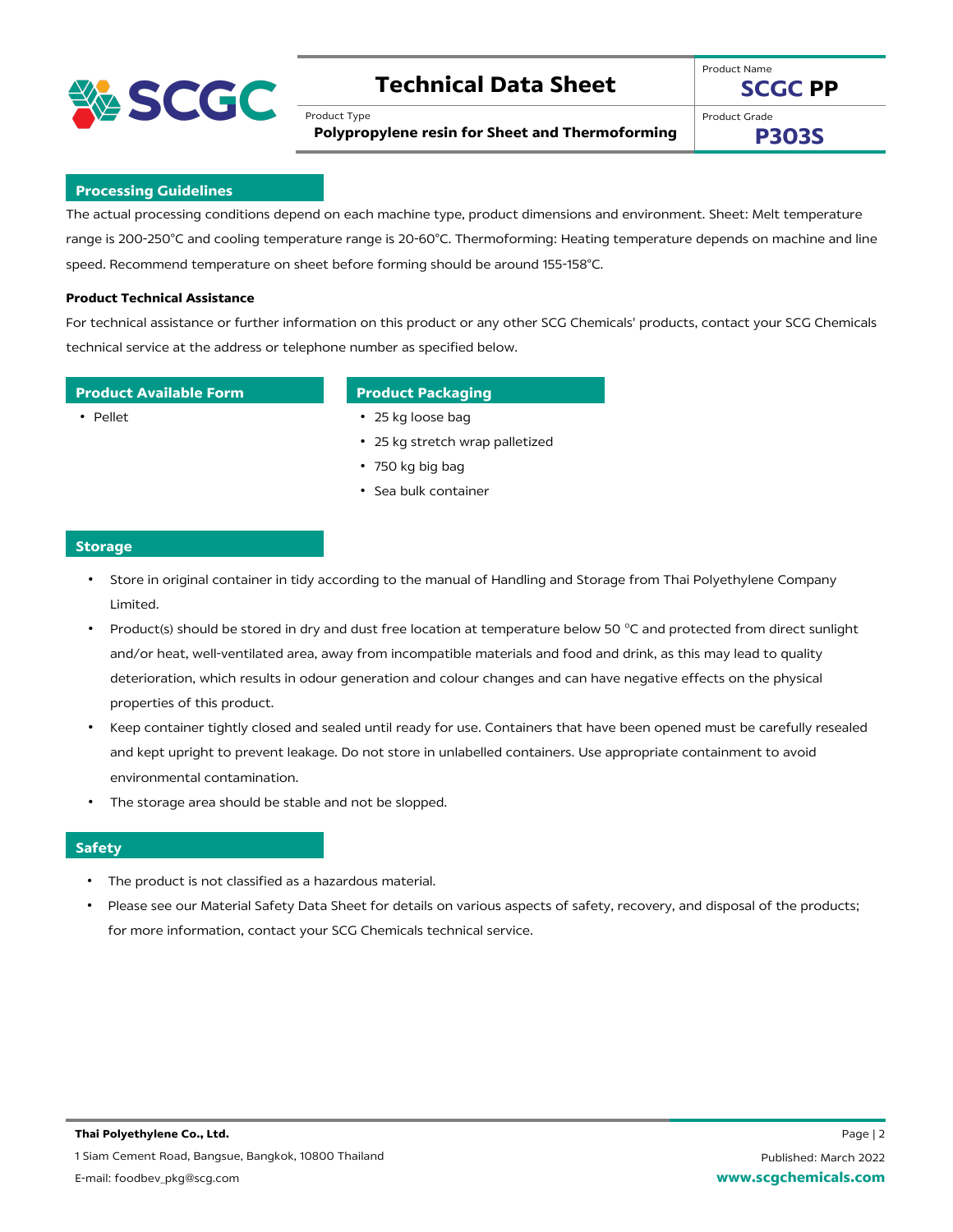## Processing Guidelines

The actual processing conditions depend on each machine type, product dimensions and environment. Sheet: Melt temperature range is 200-250°C and cooling temperature range is 20-60°C. Thermoforming: Heating temperature depends on machine and line speed. Recommend temperature on sheet before forming should be around 155-158°C.

**Product Technical Assistance**

For technical assistance or further information on this product or any other SCG Chemicals' products, contact your SCG Chemicals technical service at the address or telephone number as specified below.

## Product Available Form

- Pellet

## Product Packaging

- 25 kg loose bag
- 25 kg stretch wrap palletized
- 750 kg big bag
- Sea bulk container

## Storage

- Store in original container in tidy according to the manual of Handling and Storage from Thai Polyethylene Company Limited.
- Product(s) should be stored in dry and dust free location at temperature below 50 °C and protected from direct sunlight and/or heat, well-ventilated area, away from incompatible materials and food and drink, as this may lead to quality deterioration, which results in odour generation and colour changes and can have negative effects on the physical properties of this product.
- Keep container tightly closed and sealed until ready for use. Containers that have been opened must be carefully resealed and kept upright to prevent leakage. Do not store in unlabelled containers. Use appropriate containment to avoid environmental contamination.
- The storage area should be stable and not be slopped.

## Safety

- The product is not classified as a hazardous material.
- Please see our Material Safety Data Sheet for details on various aspects of safety, recovery, and disposal of the products; for more information, contact your SCG Chemicals technical service.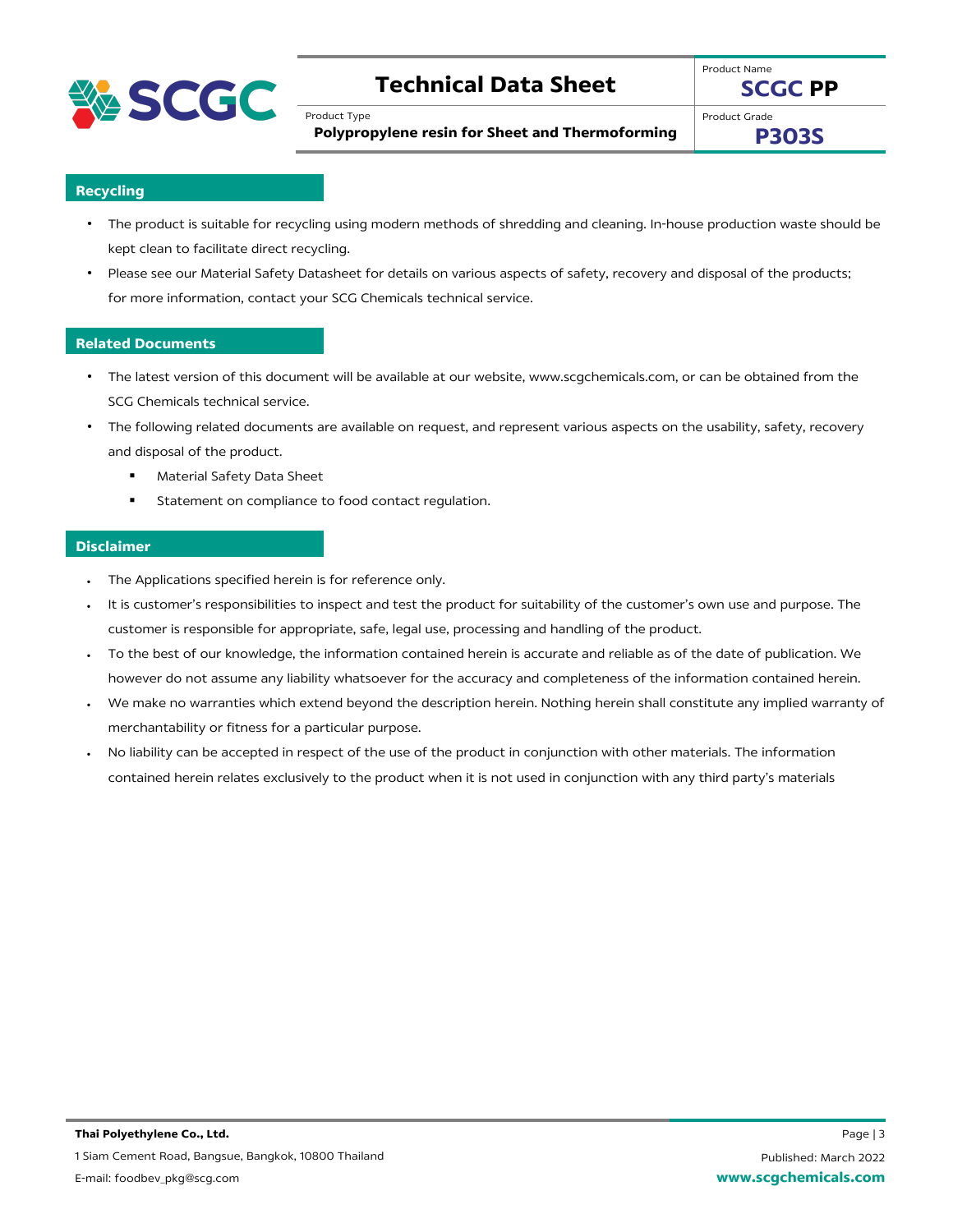## Recycling

- The product is suitable for recycling using modern methods of shredding and cleaning. In-house production waste should be kept clean to facilitate direct recycling.
- Please see our Material Safety Datasheet for details on various aspects of safety, recovery and disposal of the products; for more information, contact your SCG Chemicals technical service.

## Related Documents

- The latest version of this document will be available at our website, www.scgchemicals.com, or can be obtained from the SCG Chemicals technical service.
- The following related documents are available on request, and represent various aspects on the usability, safety, recovery and disposal of the product.
  - Material Safety Data Sheet
  - Statement on compliance to food contact regulation.

## Disclaimer

- The Applications specified herein is for reference only.
- It is customer's responsibilities to inspect and test the product for suitability of the customer's own use and purpose. The customer is responsible for appropriate, safe, legal use, processing and handling of the product.
- To the best of our knowledge, the information contained herein is accurate and reliable as of the date of publication. We however do not assume any liability whatsoever for the accuracy and completeness of the information contained herein.
- We make no warranties which extend beyond the description herein. Nothing herein shall constitute any implied warranty of merchantability or fitness for a particular purpose.
- No liability can be accepted in respect of the use of the product in conjunction with other materials. The information contained herein relates exclusively to the product when it is not used in conjunction with any third party's materials